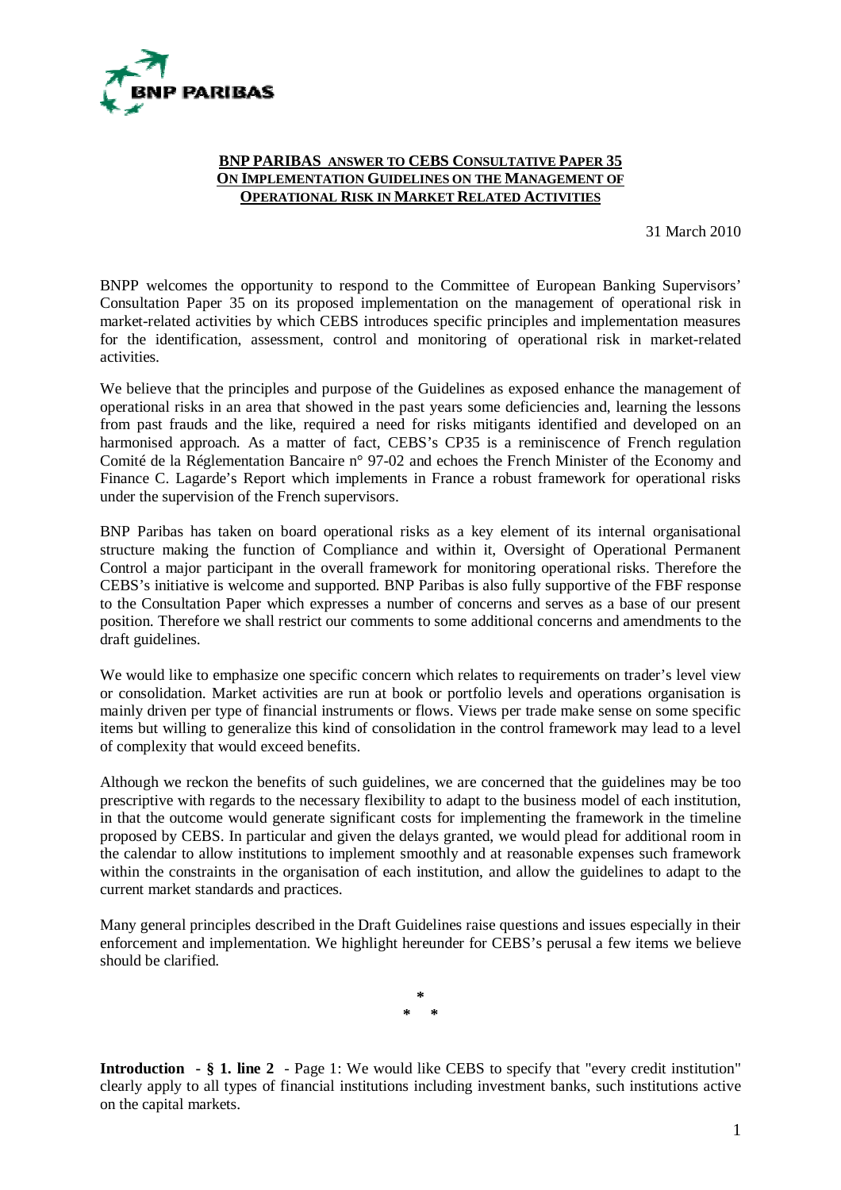**BNP PARIBAS ANSWER TO CEBS CONSULTATIVE PAPER 35 ON IMPLEMENTATION GUIDELINES ON THE MANAGEMENT OF OPERATIONAL RISK IN MARKET RELATED ACTIVITIES**

31 March 2010

BNPP welcomes the opportunity to respond to the Committee of European Banking Supervisors' Consultation Paper 35 on its proposed implementation on the management of operational risk in market-related activities by which CEBS introduces specific principles and implementation measures for the identification, assessment, control and monitoring of operational risk in market-related activities.

We believe that the principles and purpose of the Guidelines as exposed enhance the management of operational risks in an area that showed in the past years some deficiencies and, learning the lessons from past frauds and the like, required a need for risks mitigants identified and developed on an harmonised approach. As a matter of fact, CEBS's CP35 is a reminiscence of French regulation Comité de la Réglementation Bancaire n° 97-02 and echoes the French Minister of the Economy and Finance C. Lagarde's Report which implements in France a robust framework for operational risks under the supervision of the French supervisors.

BNP Paribas has taken on board operational risks as a key element of its internal organisational structure making the function of Compliance and within it, Oversight of Operational Permanent Control a major participant in the overall framework for monitoring operational risks. Therefore the CEBS's initiative is welcome and supported. BNP Paribas is also fully supportive of the FBF response to the Consultation Paper which expresses a number of concerns and serves as a base of our present position. Therefore we shall restrict our comments to some additional concerns and amendments to the draft guidelines.

We would like to emphasize one specific concern which relates to requirements on trader's level view or consolidation. Market activities are run at book or portfolio levels and operations organisation is mainly driven per type of financial instruments or flows. Views per trade make sense on some specific items but willing to generalize this kind of consolidation in the control framework may lead to a level of complexity that would exceed benefits.

Although we reckon the benefits of such guidelines, we are concerned that the guidelines may be too prescriptive with regards to the necessary flexibility to adapt to the business model of each institution, in that the outcome would generate significant costs for implementing the framework in the timeline proposed by CEBS. In particular and given the delays granted, we would plead for additional room in the calendar to allow institutions to implement smoothly and at reasonable expenses such framework within the constraints in the organisation of each institution, and allow the guidelines to adapt to the current market standards and practices.

Many general principles described in the Draft Guidelines raise questions and issues especially in their enforcement and implementation. We highlight hereunder for CEBS's perusal a few items we believe should be clarified.

\*
\* \*

**Introduction - § 1. line 2** - Page 1: We would like CEBS to specify that "every credit institution" clearly apply to all types of financial institutions including investment banks, such institutions active on the capital markets.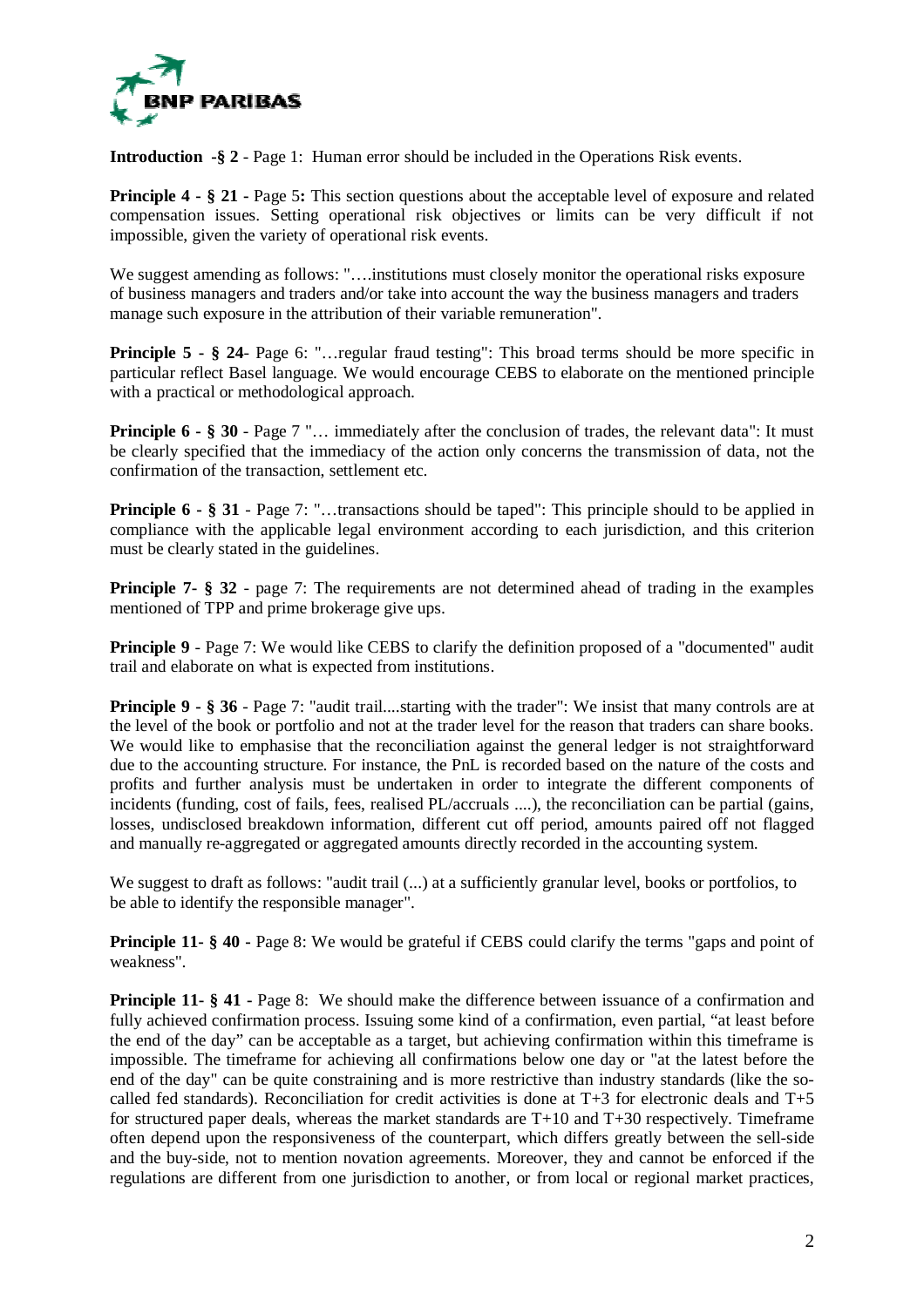**Introduction -§ 2** - Page 1: Human error should be included in the Operations Risk events.

**Principle 4 - § 21 -** Page 5**:** This section questions about the acceptable level of exposure and related compensation issues. Setting operational risk objectives or limits can be very difficult if not impossible, given the variety of operational risk events.

We suggest amending as follows: "….institutions must closely monitor the operational risks exposure of business managers and traders and/or take into account the way the business managers and traders manage such exposure in the attribution of their variable remuneration".

**Principle 5 - § 24**- Page 6: "…regular fraud testing": This broad terms should be more specific in particular reflect Basel language. We would encourage CEBS to elaborate on the mentioned principle with a practical or methodological approach.

**Principle 6 - § 30** - Page 7 "… immediately after the conclusion of trades, the relevant data": It must be clearly specified that the immediacy of the action only concerns the transmission of data, not the confirmation of the transaction, settlement etc.

**Principle 6 - § 31** - Page 7: "…transactions should be taped": This principle should to be applied in compliance with the applicable legal environment according to each jurisdiction, and this criterion must be clearly stated in the guidelines.

**Principle 7- § 32** - page 7: The requirements are not determined ahead of trading in the examples mentioned of TPP and prime brokerage give ups.

**Principle 9** - Page 7: We would like CEBS to clarify the definition proposed of a "documented" audit trail and elaborate on what is expected from institutions.

**Principle 9 - § 36** - Page 7: "audit trail....starting with the trader": We insist that many controls are at the level of the book or portfolio and not at the trader level for the reason that traders can share books. We would like to emphasise that the reconciliation against the general ledger is not straightforward due to the accounting structure. For instance, the PnL is recorded based on the nature of the costs and profits and further analysis must be undertaken in order to integrate the different components of incidents (funding, cost of fails, fees, realised PL/accruals ....), the reconciliation can be partial (gains, losses, undisclosed breakdown information, different cut off period, amounts paired off not flagged and manually re-aggregated or aggregated amounts directly recorded in the accounting system.

We suggest to draft as follows: "audit trail (...) at a sufficiently granular level, books or portfolios, to be able to identify the responsible manager".

**Principle 11- § 40 -** Page 8: We would be grateful if CEBS could clarify the terms "gaps and point of weakness".

**Principle 11- § 41 -** Page 8: We should make the difference between issuance of a confirmation and fully achieved confirmation process. Issuing some kind of a confirmation, even partial, "at least before the end of the day" can be acceptable as a target, but achieving confirmation within this timeframe is impossible. The timeframe for achieving all confirmations below one day or "at the latest before the end of the day" can be quite constraining and is more restrictive than industry standards (like the so-called fed standards). Reconciliation for credit activities is done at T+3 for electronic deals and T+5 for structured paper deals, whereas the market standards are T+10 and T+30 respectively. Timeframe often depend upon the responsiveness of the counterpart, which differs greatly between the sell-side and the buy-side, not to mention novation agreements. Moreover, they and cannot be enforced if the regulations are different from one jurisdiction to another, or from local or regional market practices,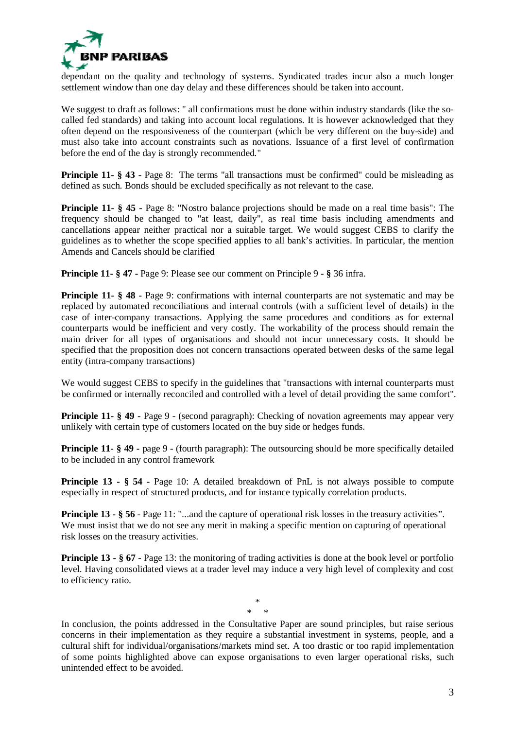dependant on the quality and technology of systems. Syndicated trades incur also a much longer settlement window than one day delay and these differences should be taken into account.

We suggest to draft as follows: " all confirmations must be done within industry standards (like the so-called fed standards) and taking into account local regulations. It is however acknowledged that they often depend on the responsiveness of the counterpart (which be very different on the buy-side) and must also take into account constraints such as novations. Issuance of a first level of confirmation before the end of the day is strongly recommended."

**Principle 11- § 43 -** Page 8: The terms "all transactions must be confirmed" could be misleading as defined as such. Bonds should be excluded specifically as not relevant to the case.

**Principle 11- § 45 -** Page 8: "Nostro balance projections should be made on a real time basis": The frequency should be changed to "at least, daily", as real time basis including amendments and cancellations appear neither practical nor a suitable target. We would suggest CEBS to clarify the guidelines as to whether the scope specified applies to all bank's activities. In particular, the mention Amends and Cancels should be clarified

**Principle 11- § 47 -** Page 9: Please see our comment on Principle 9 - **§** 36 infra.

**Principle 11- § 48 -** Page 9: confirmations with internal counterparts are not systematic and may be replaced by automated reconciliations and internal controls (with a sufficient level of details) in the case of inter-company transactions. Applying the same procedures and conditions as for external counterparts would be inefficient and very costly. The workability of the process should remain the main driver for all types of organisations and should not incur unnecessary costs. It should be specified that the proposition does not concern transactions operated between desks of the same legal entity (intra-company transactions)

We would suggest CEBS to specify in the guidelines that "transactions with internal counterparts must be confirmed or internally reconciled and controlled with a level of detail providing the same comfort".

**Principle 11- § 49 -** Page 9 - (second paragraph): Checking of novation agreements may appear very unlikely with certain type of customers located on the buy side or hedges funds.

**Principle 11- § 49 -** page 9 - (fourth paragraph): The outsourcing should be more specifically detailed to be included in any control framework

**Principle 13 - § 54** - Page 10: A detailed breakdown of PnL is not always possible to compute especially in respect of structured products, and for instance typically correlation products.

**Principle 13 - § 56** - Page 11: "...and the capture of operational risk losses in the treasury activities". We must insist that we do not see any merit in making a specific mention on capturing of operational risk losses on the treasury activities.

**Principle 13 - § 67** - Page 13: the monitoring of trading activities is done at the book level or portfolio level. Having consolidated views at a trader level may induce a very high level of complexity and cost to efficiency ratio.

*
* *

In conclusion, the points addressed in the Consultative Paper are sound principles, but raise serious concerns in their implementation as they require a substantial investment in systems, people, and a cultural shift for individual/organisations/markets mind set. A too drastic or too rapid implementation of some points highlighted above can expose organisations to even larger operational risks, such unintended effect to be avoided.